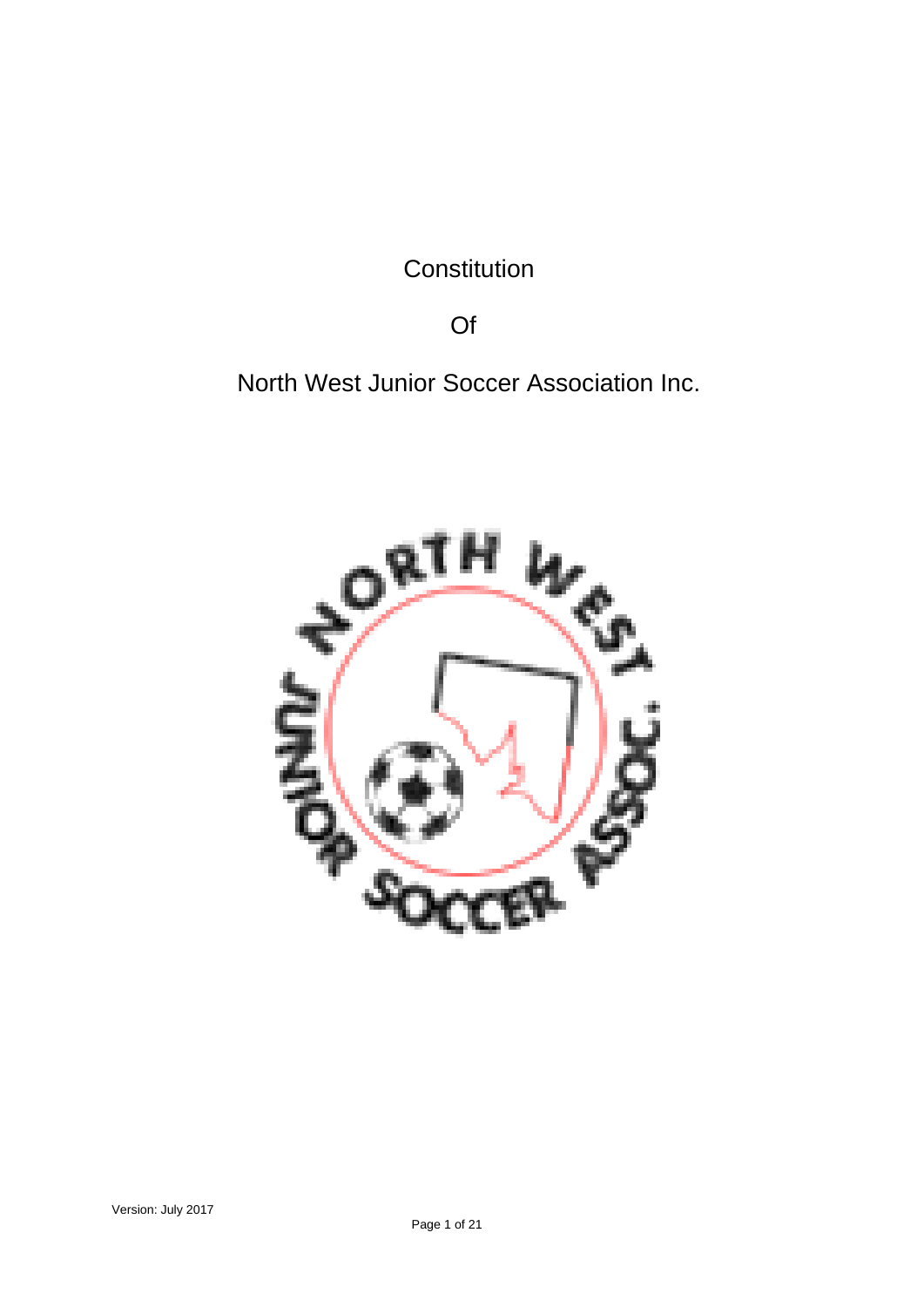# Constitution

# Of

# North West Junior Soccer Association Inc.

Version: July 2017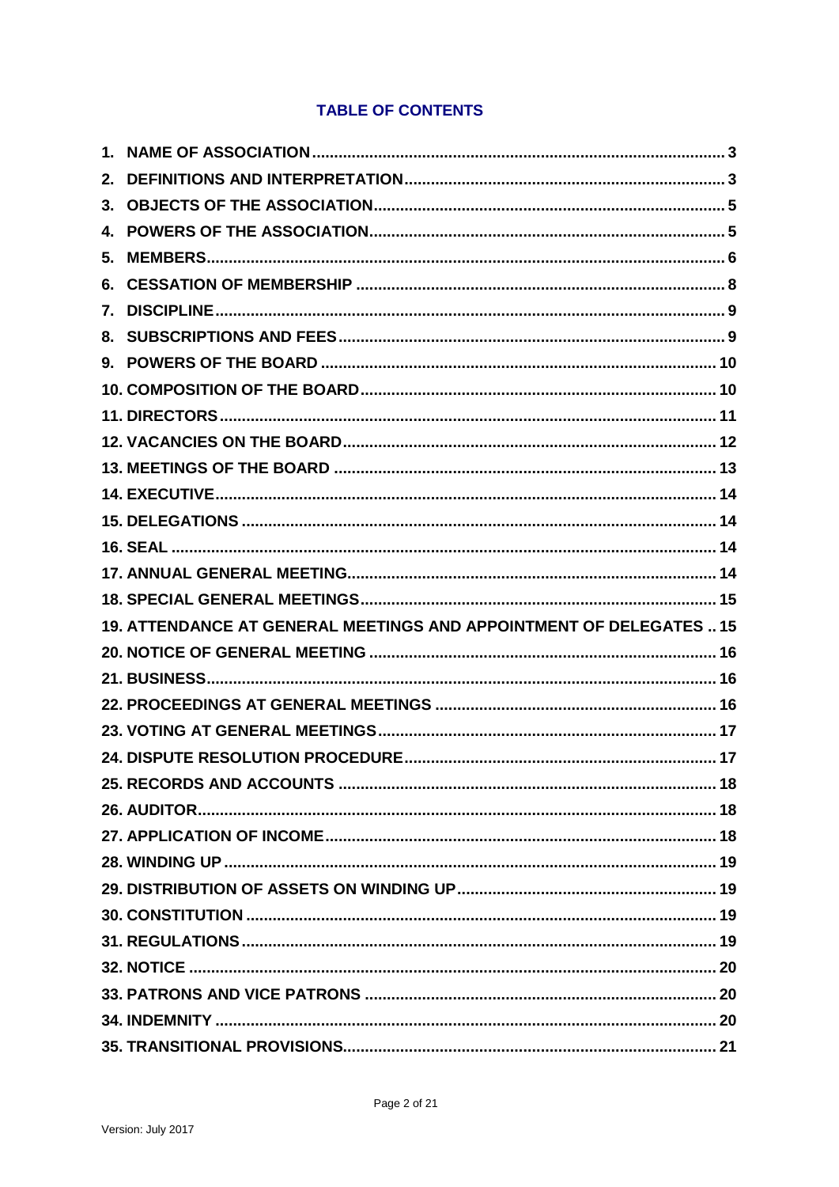## TABLE OF CONTENTS

1. NAME OF ASSOCIATION ..... 3
2. DEFINITIONS AND INTERPRETATION ..... 3
3. OBJECTS OF THE ASSOCIATION ..... 5
4. POWERS OF THE ASSOCIATION ..... 5
5. MEMBERS ..... 6
6. CESSATION OF MEMBERSHIP ..... 8
7. DISCIPLINE ..... 9
8. SUBSCRIPTIONS AND FEES ..... 9
9. POWERS OF THE BOARD ..... 10
10. COMPOSITION OF THE BOARD ..... 10
11. DIRECTORS ..... 11
12. VACANCIES ON THE BOARD ..... 12
13. MEETINGS OF THE BOARD ..... 13
14. EXECUTIVE ..... 14
15. DELEGATIONS ..... 14
16. SEAL ..... 14
17. ANNUAL GENERAL MEETING ..... 14
18. SPECIAL GENERAL MEETINGS ..... 15
19. ATTENDANCE AT GENERAL MEETINGS AND APPOINTMENT OF DELEGATES ..... 15
20. NOTICE OF GENERAL MEETING ..... 16
21. BUSINESS ..... 16
22. PROCEEDINGS AT GENERAL MEETINGS ..... 16
23. VOTING AT GENERAL MEETINGS ..... 17
24. DISPUTE RESOLUTION PROCEDURE ..... 17
25. RECORDS AND ACCOUNTS ..... 18
26. AUDITOR ..... 18
27. APPLICATION OF INCOME ..... 18
28. WINDING UP ..... 19
29. DISTRIBUTION OF ASSETS ON WINDING UP ..... 19
30. CONSTITUTION ..... 19
31. REGULATIONS ..... 19
32. NOTICE ..... 20
33. PATRONS AND VICE PATRONS ..... 20
34. INDEMNITY ..... 20
35. TRANSITIONAL PROVISIONS ..... 21

Version: July 2017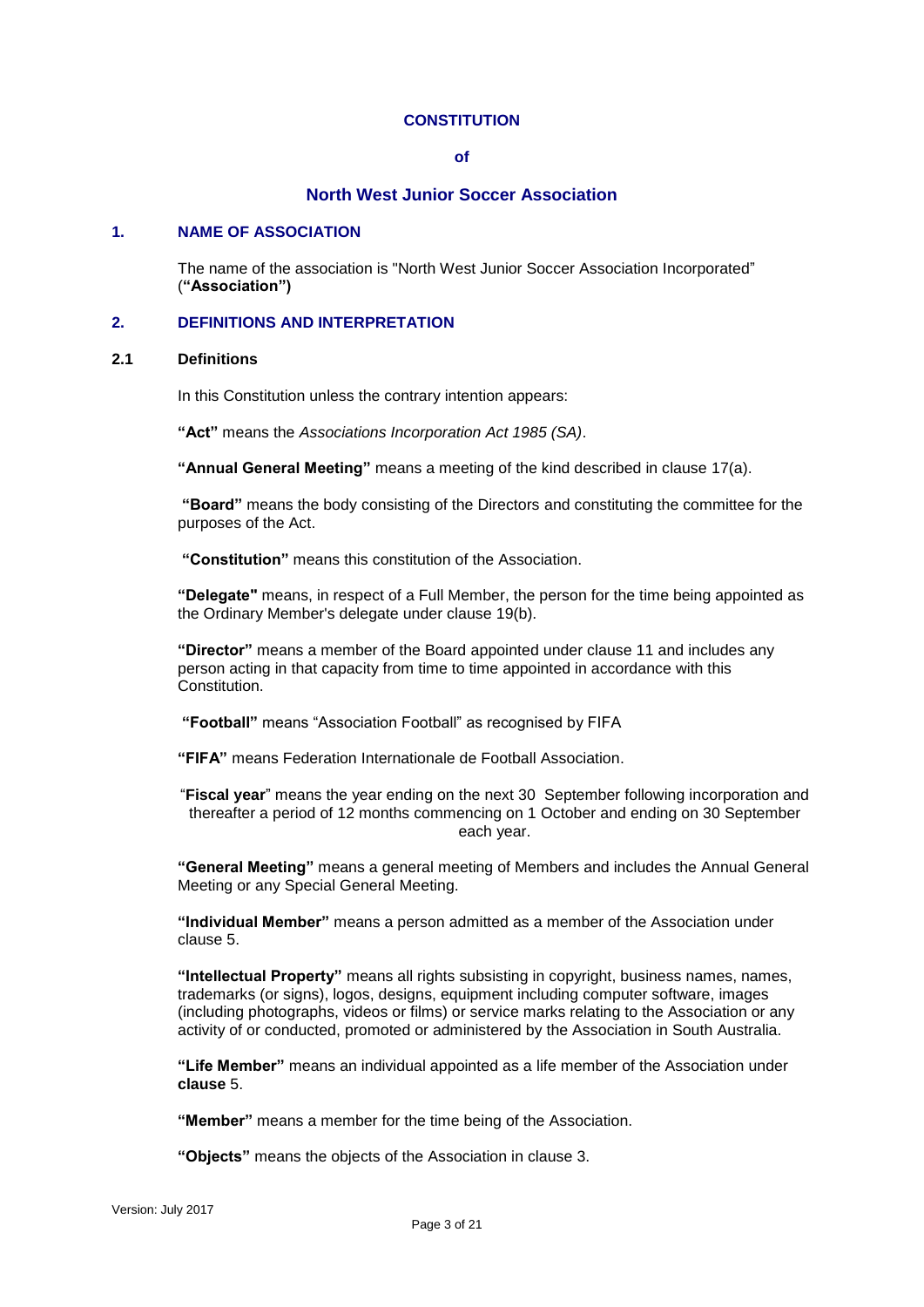# CONSTITUTION

**of**

## North West Junior Soccer Association

### 1. NAME OF ASSOCIATION

The name of the association is "North West Junior Soccer Association Incorporated" (**"Association")**

### 2. DEFINITIONS AND INTERPRETATION

#### 2.1 Definitions

In this Constitution unless the contrary intention appears:

**"Act"** means the *Associations Incorporation Act 1985 (SA)*.

**"Annual General Meeting"** means a meeting of the kind described in clause 17(a).

**"Board"** means the body consisting of the Directors and constituting the committee for the purposes of the Act.

**"Constitution"** means this constitution of the Association.

**"Delegate"** means, in respect of a Full Member, the person for the time being appointed as the Ordinary Member's delegate under clause 19(b).

**"Director"** means a member of the Board appointed under clause 11 and includes any person acting in that capacity from time to time appointed in accordance with this Constitution.

**"Football"** means "Association Football" as recognised by FIFA

**"FIFA"** means Federation Internationale de Football Association.

"**Fiscal year**" means the year ending on the next 30 September following incorporation and thereafter a period of 12 months commencing on 1 October and ending on 30 September each year.

**"General Meeting"** means a general meeting of Members and includes the Annual General Meeting or any Special General Meeting.

**"Individual Member"** means a person admitted as a member of the Association under clause 5.

**"Intellectual Property"** means all rights subsisting in copyright, business names, names, trademarks (or signs), logos, designs, equipment including computer software, images (including photographs, videos or films) or service marks relating to the Association or any activity of or conducted, promoted or administered by the Association in South Australia.

**"Life Member"** means an individual appointed as a life member of the Association under **clause** 5.

**"Member"** means a member for the time being of the Association.

**"Objects"** means the objects of the Association in clause 3.

Version: July 2017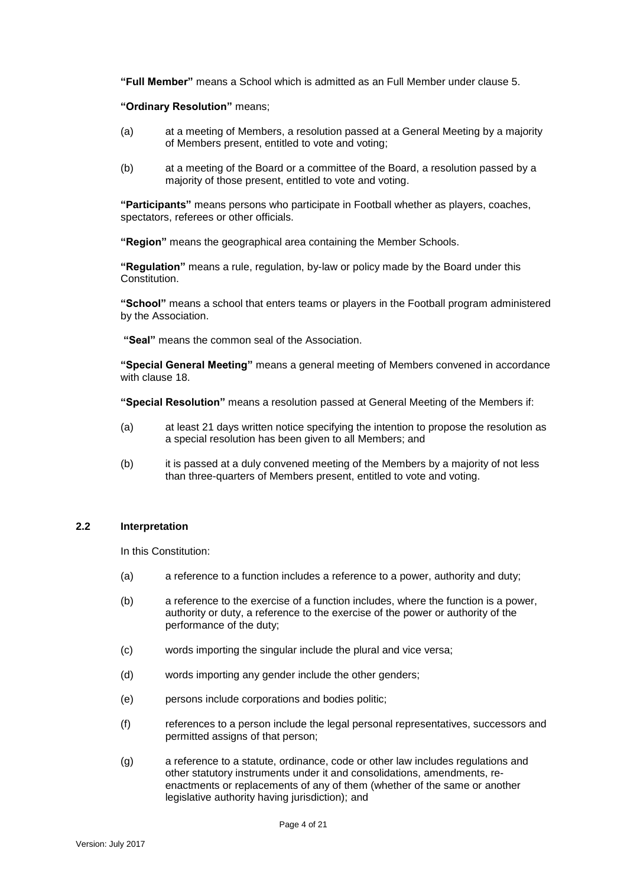**"Full Member"** means a School which is admitted as an Full Member under clause 5.

**"Ordinary Resolution"** means;

(a) at a meeting of Members, a resolution passed at a General Meeting by a majority of Members present, entitled to vote and voting;

(b) at a meeting of the Board or a committee of the Board, a resolution passed by a majority of those present, entitled to vote and voting.

**"Participants"** means persons who participate in Football whether as players, coaches, spectators, referees or other officials.

**"Region"** means the geographical area containing the Member Schools.

**"Regulation"** means a rule, regulation, by-law or policy made by the Board under this Constitution.

**"School"** means a school that enters teams or players in the Football program administered by the Association.

**"Seal"** means the common seal of the Association.

**"Special General Meeting"** means a general meeting of Members convened in accordance with clause 18.

**"Special Resolution"** means a resolution passed at General Meeting of the Members if:

(a) at least 21 days written notice specifying the intention to propose the resolution as a special resolution has been given to all Members; and

(b) it is passed at a duly convened meeting of the Members by a majority of not less than three-quarters of Members present, entitled to vote and voting.

### 2.2 Interpretation

In this Constitution:

(a) a reference to a function includes a reference to a power, authority and duty;

(b) a reference to the exercise of a function includes, where the function is a power, authority or duty, a reference to the exercise of the power or authority of the performance of the duty;

(c) words importing the singular include the plural and vice versa;

(d) words importing any gender include the other genders;

(e) persons include corporations and bodies politic;

(f) references to a person include the legal personal representatives, successors and permitted assigns of that person;

(g) a reference to a statute, ordinance, code or other law includes regulations and other statutory instruments under it and consolidations, amendments, re-enactments or replacements of any of them (whether of the same or another legislative authority having jurisdiction); and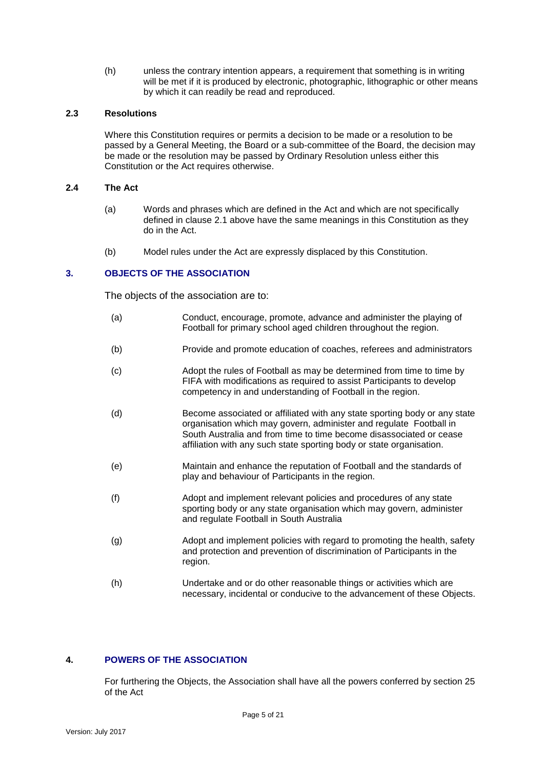(h) unless the contrary intention appears, a requirement that something is in writing will be met if it is produced by electronic, photographic, lithographic or other means by which it can readily be read and reproduced.

### 2.3 Resolutions

Where this Constitution requires or permits a decision to be made or a resolution to be passed by a General Meeting, the Board or a sub-committee of the Board, the decision may be made or the resolution may be passed by Ordinary Resolution unless either this Constitution or the Act requires otherwise.

### 2.4 The Act

(a) Words and phrases which are defined in the Act and which are not specifically defined in clause 2.1 above have the same meanings in this Constitution as they do in the Act.

(b) Model rules under the Act are expressly displaced by this Constitution.

## 3. OBJECTS OF THE ASSOCIATION

The objects of the association are to:

(a) Conduct, encourage, promote, advance and administer the playing of Football for primary school aged children throughout the region.

(b) Provide and promote education of coaches, referees and administrators

(c) Adopt the rules of Football as may be determined from time to time by FIFA with modifications as required to assist Participants to develop competency in and understanding of Football in the region.

(d) Become associated or affiliated with any state sporting body or any state organisation which may govern, administer and regulate Football in South Australia and from time to time become disassociated or cease affiliation with any such state sporting body or state organisation.

(e) Maintain and enhance the reputation of Football and the standards of play and behaviour of Participants in the region.

(f) Adopt and implement relevant policies and procedures of any state sporting body or any state organisation which may govern, administer and regulate Football in South Australia

(g) Adopt and implement policies with regard to promoting the health, safety and protection and prevention of discrimination of Participants in the region.

(h) Undertake and or do other reasonable things or activities which are necessary, incidental or conducive to the advancement of these Objects.

## 4. POWERS OF THE ASSOCIATION

For furthering the Objects, the Association shall have all the powers conferred by section 25 of the Act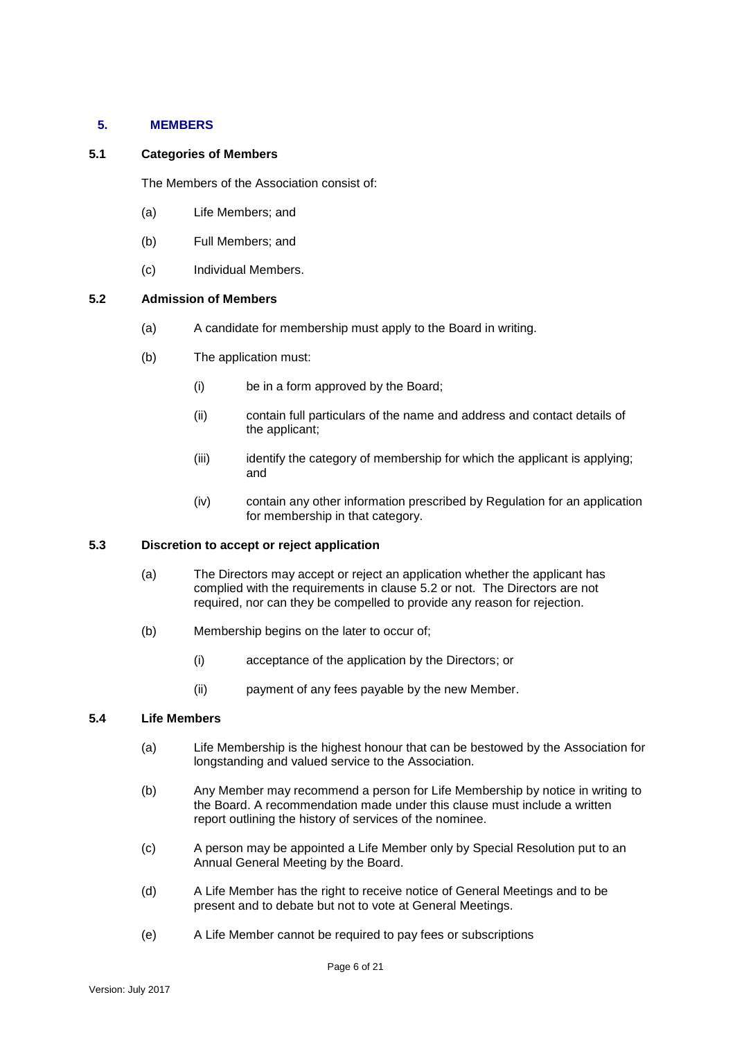## 5. MEMBERS

### 5.1 Categories of Members

The Members of the Association consist of:

(a) Life Members; and

(b) Full Members; and

(c) Individual Members.

### 5.2 Admission of Members

(a) A candidate for membership must apply to the Board in writing.

(b) The application must:

(i) be in a form approved by the Board;

(ii) contain full particulars of the name and address and contact details of the applicant;

(iii) identify the category of membership for which the applicant is applying; and

(iv) contain any other information prescribed by Regulation for an application for membership in that category.

### 5.3 Discretion to accept or reject application

(a) The Directors may accept or reject an application whether the applicant has complied with the requirements in clause 5.2 or not. The Directors are not required, nor can they be compelled to provide any reason for rejection.

(b) Membership begins on the later to occur of;

(i) acceptance of the application by the Directors; or

(ii) payment of any fees payable by the new Member.

### 5.4 Life Members

(a) Life Membership is the highest honour that can be bestowed by the Association for longstanding and valued service to the Association.

(b) Any Member may recommend a person for Life Membership by notice in writing to the Board. A recommendation made under this clause must include a written report outlining the history of services of the nominee.

(c) A person may be appointed a Life Member only by Special Resolution put to an Annual General Meeting by the Board.

(d) A Life Member has the right to receive notice of General Meetings and to be present and to debate but not to vote at General Meetings.

(e) A Life Member cannot be required to pay fees or subscriptions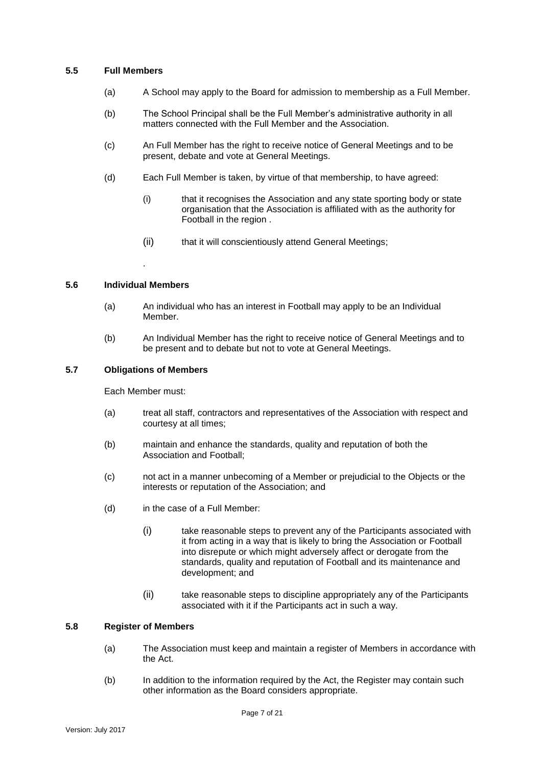### 5.5 Full Members

(a) A School may apply to the Board for admission to membership as a Full Member.

(b) The School Principal shall be the Full Member's administrative authority in all matters connected with the Full Member and the Association.

(c) An Full Member has the right to receive notice of General Meetings and to be present, debate and vote at General Meetings.

(d) Each Full Member is taken, by virtue of that membership, to have agreed:

   (i) that it recognises the Association and any state sporting body or state organisation that the Association is affiliated with as the authority for Football in the region .

   (ii) that it will conscientiously attend General Meetings;

.

### 5.6 Individual Members

(a) An individual who has an interest in Football may apply to be an Individual Member.

(b) An Individual Member has the right to receive notice of General Meetings and to be present and to debate but not to vote at General Meetings.

### 5.7 Obligations of Members

Each Member must:

(a) treat all staff, contractors and representatives of the Association with respect and courtesy at all times;

(b) maintain and enhance the standards, quality and reputation of both the Association and Football;

(c) not act in a manner unbecoming of a Member or prejudicial to the Objects or the interests or reputation of the Association; and

(d) in the case of a Full Member:

   (i) take reasonable steps to prevent any of the Participants associated with it from acting in a way that is likely to bring the Association or Football into disrepute or which might adversely affect or derogate from the standards, quality and reputation of Football and its maintenance and development; and

   (ii) take reasonable steps to discipline appropriately any of the Participants associated with it if the Participants act in such a way.

### 5.8 Register of Members

(a) The Association must keep and maintain a register of Members in accordance with the Act.

(b) In addition to the information required by the Act, the Register may contain such other information as the Board considers appropriate.

Version: July 2017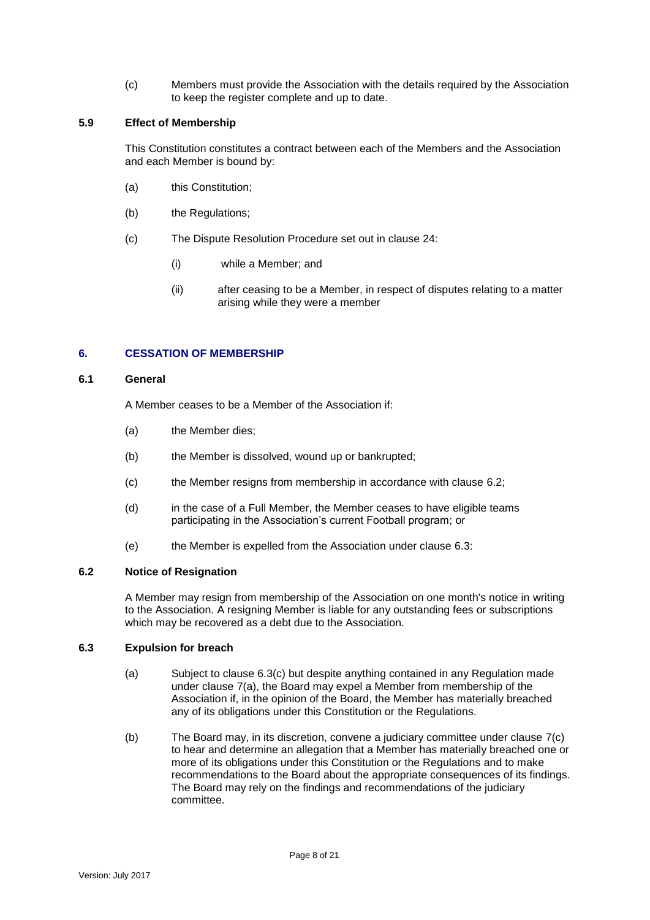(c) Members must provide the Association with the details required by the Association to keep the register complete and up to date.

### 5.9 Effect of Membership

This Constitution constitutes a contract between each of the Members and the Association and each Member is bound by:

(a) this Constitution;

(b) the Regulations;

(c) The Dispute Resolution Procedure set out in clause 24:

(i) while a Member; and

(ii) after ceasing to be a Member, in respect of disputes relating to a matter arising while they were a member

## 6. CESSATION OF MEMBERSHIP

### 6.1 General

A Member ceases to be a Member of the Association if:

(a) the Member dies;

(b) the Member is dissolved, wound up or bankrupted;

(c) the Member resigns from membership in accordance with clause 6.2;

(d) in the case of a Full Member, the Member ceases to have eligible teams participating in the Association's current Football program; or

(e) the Member is expelled from the Association under clause 6.3:

### 6.2 Notice of Resignation

A Member may resign from membership of the Association on one month's notice in writing to the Association. A resigning Member is liable for any outstanding fees or subscriptions which may be recovered as a debt due to the Association.

### 6.3 Expulsion for breach

(a) Subject to clause 6.3(c) but despite anything contained in any Regulation made under clause 7(a), the Board may expel a Member from membership of the Association if, in the opinion of the Board, the Member has materially breached any of its obligations under this Constitution or the Regulations.

(b) The Board may, in its discretion, convene a judiciary committee under clause 7(c) to hear and determine an allegation that a Member has materially breached one or more of its obligations under this Constitution or the Regulations and to make recommendations to the Board about the appropriate consequences of its findings. The Board may rely on the findings and recommendations of the judiciary committee.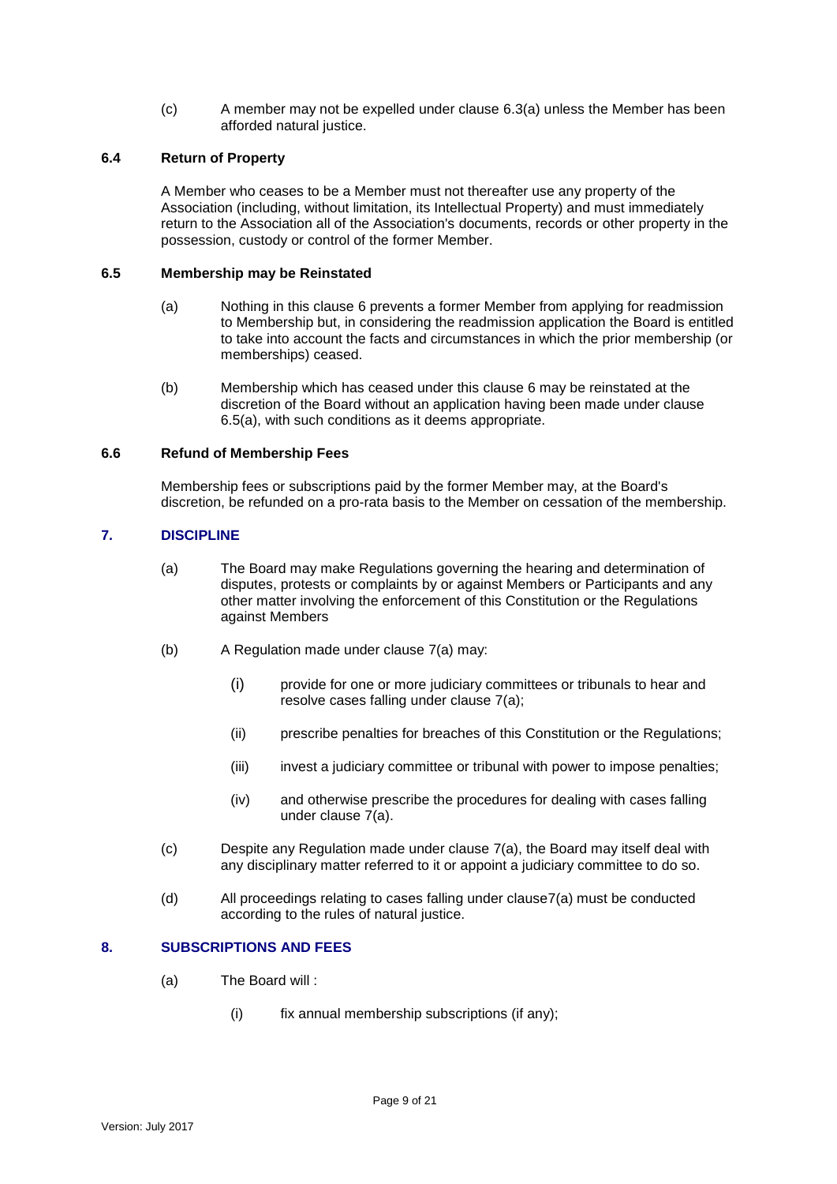(c) A member may not be expelled under clause 6.3(a) unless the Member has been afforded natural justice.

### 6.4 Return of Property

A Member who ceases to be a Member must not thereafter use any property of the Association (including, without limitation, its Intellectual Property) and must immediately return to the Association all of the Association's documents, records or other property in the possession, custody or control of the former Member.

### 6.5 Membership may be Reinstated

(a) Nothing in this clause 6 prevents a former Member from applying for readmission to Membership but, in considering the readmission application the Board is entitled to take into account the facts and circumstances in which the prior membership (or memberships) ceased.

(b) Membership which has ceased under this clause 6 may be reinstated at the discretion of the Board without an application having been made under clause 6.5(a), with such conditions as it deems appropriate.

### 6.6 Refund of Membership Fees

Membership fees or subscriptions paid by the former Member may, at the Board's discretion, be refunded on a pro-rata basis to the Member on cessation of the membership.

## 7. DISCIPLINE

(a) The Board may make Regulations governing the hearing and determination of disputes, protests or complaints by or against Members or Participants and any other matter involving the enforcement of this Constitution or the Regulations against Members

(b) A Regulation made under clause 7(a) may:

- (i) provide for one or more judiciary committees or tribunals to hear and resolve cases falling under clause 7(a);
- (ii) prescribe penalties for breaches of this Constitution or the Regulations;
- (iii) invest a judiciary committee or tribunal with power to impose penalties;
- (iv) and otherwise prescribe the procedures for dealing with cases falling under clause 7(a).

(c) Despite any Regulation made under clause 7(a), the Board may itself deal with any disciplinary matter referred to it or appoint a judiciary committee to do so.

(d) All proceedings relating to cases falling under clause7(a) must be conducted according to the rules of natural justice.

## 8. SUBSCRIPTIONS AND FEES

(a) The Board will :

- (i) fix annual membership subscriptions (if any);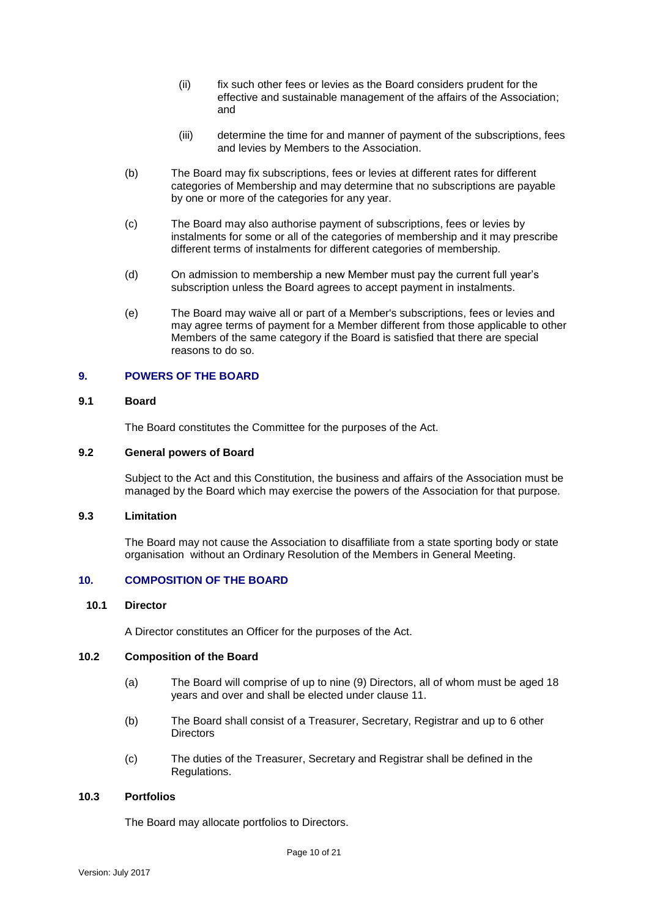(ii) fix such other fees or levies as the Board considers prudent for the effective and sustainable management of the affairs of the Association; and

(iii) determine the time for and manner of payment of the subscriptions, fees and levies by Members to the Association.

(b) The Board may fix subscriptions, fees or levies at different rates for different categories of Membership and may determine that no subscriptions are payable by one or more of the categories for any year.

(c) The Board may also authorise payment of subscriptions, fees or levies by instalments for some or all of the categories of membership and it may prescribe different terms of instalments for different categories of membership.

(d) On admission to membership a new Member must pay the current full year's subscription unless the Board agrees to accept payment in instalments.

(e) The Board may waive all or part of a Member's subscriptions, fees or levies and may agree terms of payment for a Member different from those applicable to other Members of the same category if the Board is satisfied that there are special reasons to do so.

## 9. POWERS OF THE BOARD

### 9.1 Board

The Board constitutes the Committee for the purposes of the Act.

### 9.2 General powers of Board

Subject to the Act and this Constitution, the business and affairs of the Association must be managed by the Board which may exercise the powers of the Association for that purpose.

### 9.3 Limitation

The Board may not cause the Association to disaffiliate from a state sporting body or state organisation without an Ordinary Resolution of the Members in General Meeting.

## 10. COMPOSITION OF THE BOARD

### 10.1 Director

A Director constitutes an Officer for the purposes of the Act.

### 10.2 Composition of the Board

(a) The Board will comprise of up to nine (9) Directors, all of whom must be aged 18 years and over and shall be elected under clause 11.

(b) The Board shall consist of a Treasurer, Secretary, Registrar and up to 6 other Directors

(c) The duties of the Treasurer, Secretary and Registrar shall be defined in the Regulations.

### 10.3 Portfolios

The Board may allocate portfolios to Directors.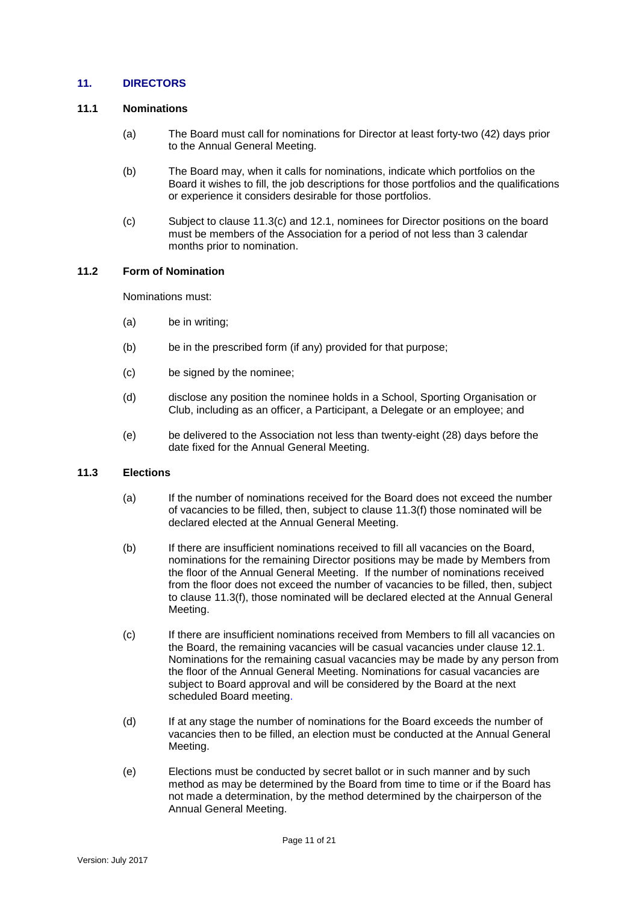## 11. DIRECTORS

### 11.1 Nominations

(a) The Board must call for nominations for Director at least forty-two (42) days prior to the Annual General Meeting.

(b) The Board may, when it calls for nominations, indicate which portfolios on the Board it wishes to fill, the job descriptions for those portfolios and the qualifications or experience it considers desirable for those portfolios.

(c) Subject to clause 11.3(c) and 12.1, nominees for Director positions on the board must be members of the Association for a period of not less than 3 calendar months prior to nomination.

### 11.2 Form of Nomination

Nominations must:

(a) be in writing;

(b) be in the prescribed form (if any) provided for that purpose;

(c) be signed by the nominee;

(d) disclose any position the nominee holds in a School, Sporting Organisation or Club, including as an officer, a Participant, a Delegate or an employee; and

(e) be delivered to the Association not less than twenty-eight (28) days before the date fixed for the Annual General Meeting.

### 11.3 Elections

(a) If the number of nominations received for the Board does not exceed the number of vacancies to be filled, then, subject to clause 11.3(f) those nominated will be declared elected at the Annual General Meeting.

(b) If there are insufficient nominations received to fill all vacancies on the Board, nominations for the remaining Director positions may be made by Members from the floor of the Annual General Meeting. If the number of nominations received from the floor does not exceed the number of vacancies to be filled, then, subject to clause 11.3(f), those nominated will be declared elected at the Annual General Meeting.

(c) If there are insufficient nominations received from Members to fill all vacancies on the Board, the remaining vacancies will be casual vacancies under clause 12.1. Nominations for the remaining casual vacancies may be made by any person from the floor of the Annual General Meeting. Nominations for casual vacancies are subject to Board approval and will be considered by the Board at the next scheduled Board meeting.

(d) If at any stage the number of nominations for the Board exceeds the number of vacancies then to be filled, an election must be conducted at the Annual General Meeting.

(e) Elections must be conducted by secret ballot or in such manner and by such method as may be determined by the Board from time to time or if the Board has not made a determination, by the method determined by the chairperson of the Annual General Meeting.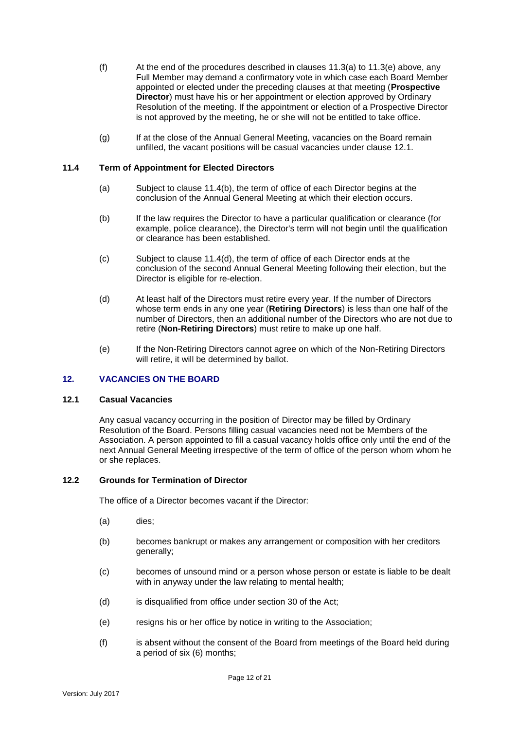(f) At the end of the procedures described in clauses 11.3(a) to 11.3(e) above, any Full Member may demand a confirmatory vote in which case each Board Member appointed or elected under the preceding clauses at that meeting (**Prospective Director**) must have his or her appointment or election approved by Ordinary Resolution of the meeting. If the appointment or election of a Prospective Director is not approved by the meeting, he or she will not be entitled to take office.

(g) If at the close of the Annual General Meeting, vacancies on the Board remain unfilled, the vacant positions will be casual vacancies under clause 12.1.

### 11.4 Term of Appointment for Elected Directors

(a) Subject to clause 11.4(b), the term of office of each Director begins at the conclusion of the Annual General Meeting at which their election occurs.

(b) If the law requires the Director to have a particular qualification or clearance (for example, police clearance), the Director's term will not begin until the qualification or clearance has been established.

(c) Subject to clause 11.4(d), the term of office of each Director ends at the conclusion of the second Annual General Meeting following their election, but the Director is eligible for re-election.

(d) At least half of the Directors must retire every year. If the number of Directors whose term ends in any one year (**Retiring Directors**) is less than one half of the number of Directors, then an additional number of the Directors who are not due to retire (**Non-Retiring Directors**) must retire to make up one half.

(e) If the Non-Retiring Directors cannot agree on which of the Non-Retiring Directors will retire, it will be determined by ballot.

## 12. VACANCIES ON THE BOARD

### 12.1 Casual Vacancies

Any casual vacancy occurring in the position of Director may be filled by Ordinary Resolution of the Board. Persons filling casual vacancies need not be Members of the Association. A person appointed to fill a casual vacancy holds office only until the end of the next Annual General Meeting irrespective of the term of office of the person whom whom he or she replaces.

### 12.2 Grounds for Termination of Director

The office of a Director becomes vacant if the Director:

(a) dies;

(b) becomes bankrupt or makes any arrangement or composition with her creditors generally;

(c) becomes of unsound mind or a person whose person or estate is liable to be dealt with in anyway under the law relating to mental health;

(d) is disqualified from office under section 30 of the Act;

(e) resigns his or her office by notice in writing to the Association;

(f) is absent without the consent of the Board from meetings of the Board held during a period of six (6) months;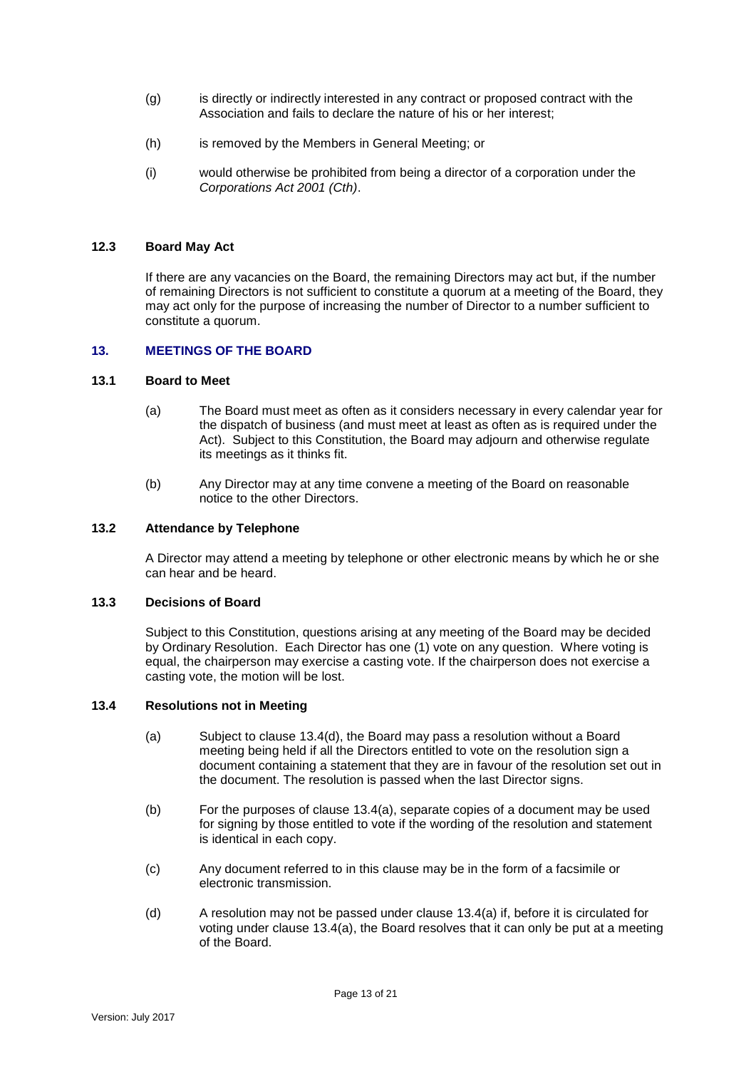(g) is directly or indirectly interested in any contract or proposed contract with the Association and fails to declare the nature of his or her interest;

(h) is removed by the Members in General Meeting; or

(i) would otherwise be prohibited from being a director of a corporation under the *Corporations Act 2001 (Cth)*.

### 12.3 Board May Act

If there are any vacancies on the Board, the remaining Directors may act but, if the number of remaining Directors is not sufficient to constitute a quorum at a meeting of the Board, they may act only for the purpose of increasing the number of Director to a number sufficient to constitute a quorum.

## 13. MEETINGS OF THE BOARD

### 13.1 Board to Meet

(a) The Board must meet as often as it considers necessary in every calendar year for the dispatch of business (and must meet at least as often as is required under the Act). Subject to this Constitution, the Board may adjourn and otherwise regulate its meetings as it thinks fit.

(b) Any Director may at any time convene a meeting of the Board on reasonable notice to the other Directors.

### 13.2 Attendance by Telephone

A Director may attend a meeting by telephone or other electronic means by which he or she can hear and be heard.

### 13.3 Decisions of Board

Subject to this Constitution, questions arising at any meeting of the Board may be decided by Ordinary Resolution. Each Director has one (1) vote on any question. Where voting is equal, the chairperson may exercise a casting vote. If the chairperson does not exercise a casting vote, the motion will be lost.

### 13.4 Resolutions not in Meeting

(a) Subject to clause 13.4(d), the Board may pass a resolution without a Board meeting being held if all the Directors entitled to vote on the resolution sign a document containing a statement that they are in favour of the resolution set out in the document. The resolution is passed when the last Director signs.

(b) For the purposes of clause 13.4(a), separate copies of a document may be used for signing by those entitled to vote if the wording of the resolution and statement is identical in each copy.

(c) Any document referred to in this clause may be in the form of a facsimile or electronic transmission.

(d) A resolution may not be passed under clause 13.4(a) if, before it is circulated for voting under clause 13.4(a), the Board resolves that it can only be put at a meeting of the Board.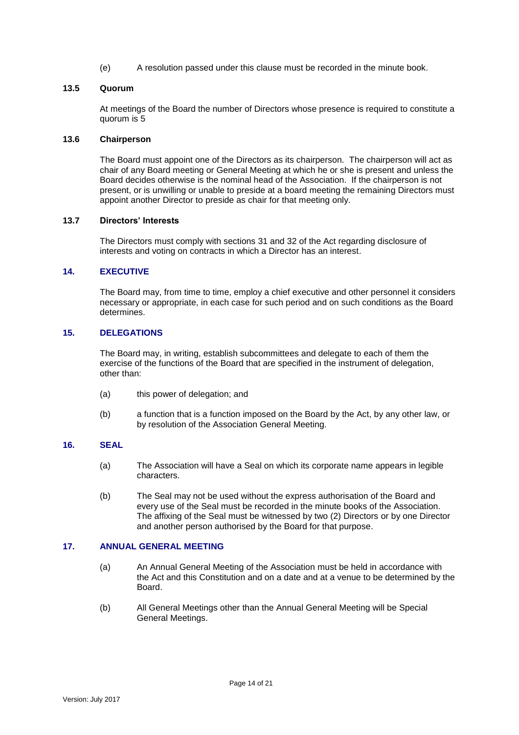(e) A resolution passed under this clause must be recorded in the minute book.

### 13.5 Quorum

At meetings of the Board the number of Directors whose presence is required to constitute a quorum is 5

### 13.6 Chairperson

The Board must appoint one of the Directors as its chairperson. The chairperson will act as chair of any Board meeting or General Meeting at which he or she is present and unless the Board decides otherwise is the nominal head of the Association. If the chairperson is not present, or is unwilling or unable to preside at a board meeting the remaining Directors must appoint another Director to preside as chair for that meeting only.

### 13.7 Directors' Interests

The Directors must comply with sections 31 and 32 of the Act regarding disclosure of interests and voting on contracts in which a Director has an interest.

## 14. EXECUTIVE

The Board may, from time to time, employ a chief executive and other personnel it considers necessary or appropriate, in each case for such period and on such conditions as the Board determines.

## 15. DELEGATIONS

The Board may, in writing, establish subcommittees and delegate to each of them the exercise of the functions of the Board that are specified in the instrument of delegation, other than:

(a) this power of delegation; and

(b) a function that is a function imposed on the Board by the Act, by any other law, or by resolution of the Association General Meeting.

## 16. SEAL

(a) The Association will have a Seal on which its corporate name appears in legible characters.

(b) The Seal may not be used without the express authorisation of the Board and every use of the Seal must be recorded in the minute books of the Association. The affixing of the Seal must be witnessed by two (2) Directors or by one Director and another person authorised by the Board for that purpose.

## 17. ANNUAL GENERAL MEETING

(a) An Annual General Meeting of the Association must be held in accordance with the Act and this Constitution and on a date and at a venue to be determined by the Board.

(b) All General Meetings other than the Annual General Meeting will be Special General Meetings.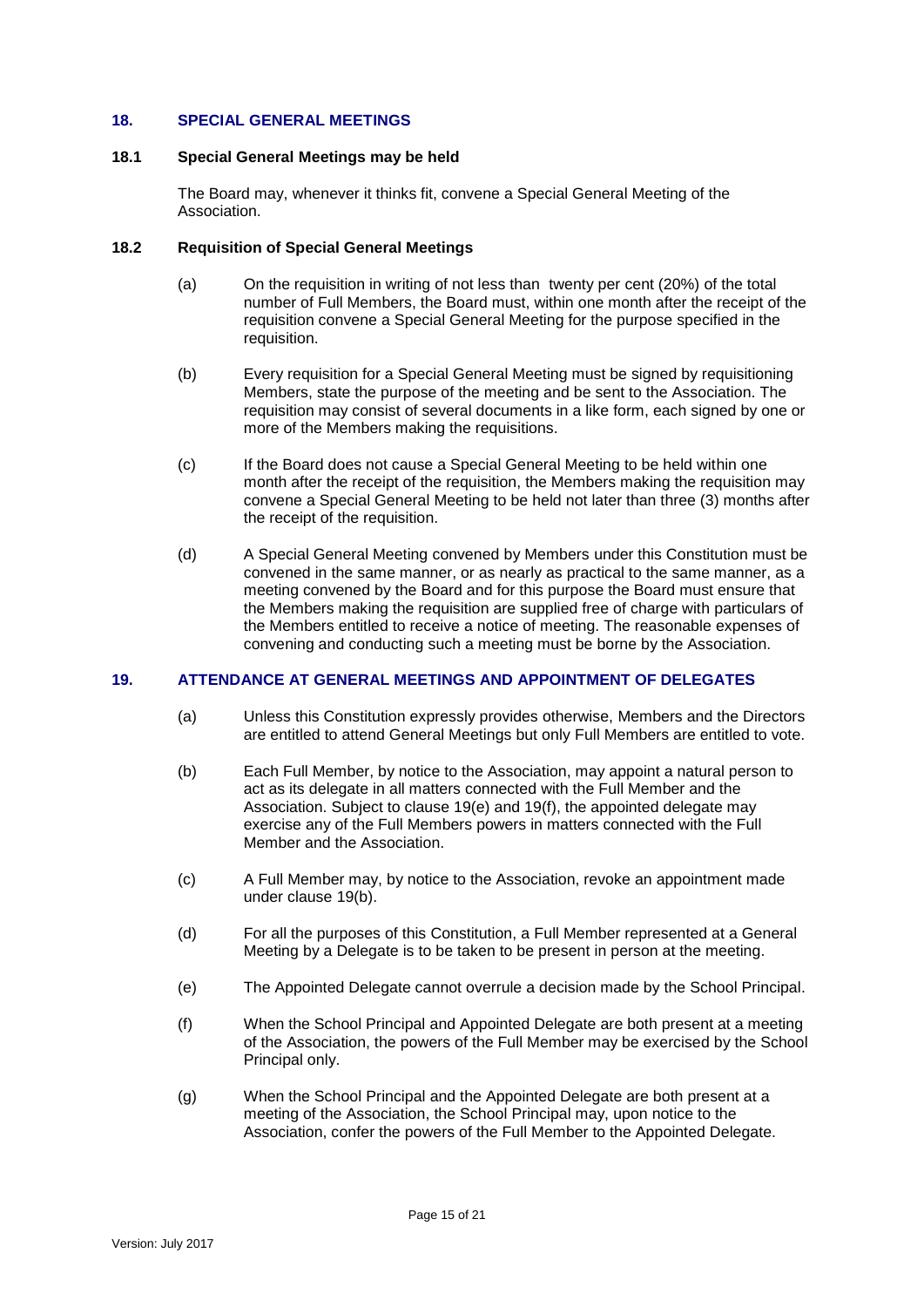## 18. SPECIAL GENERAL MEETINGS

### 18.1 Special General Meetings may be held

The Board may, whenever it thinks fit, convene a Special General Meeting of the Association.

### 18.2 Requisition of Special General Meetings

(a) On the requisition in writing of not less than twenty per cent (20%) of the total number of Full Members, the Board must, within one month after the receipt of the requisition convene a Special General Meeting for the purpose specified in the requisition.

(b) Every requisition for a Special General Meeting must be signed by requisitioning Members, state the purpose of the meeting and be sent to the Association. The requisition may consist of several documents in a like form, each signed by one or more of the Members making the requisitions.

(c) If the Board does not cause a Special General Meeting to be held within one month after the receipt of the requisition, the Members making the requisition may convene a Special General Meeting to be held not later than three (3) months after the receipt of the requisition.

(d) A Special General Meeting convened by Members under this Constitution must be convened in the same manner, or as nearly as practical to the same manner, as a meeting convened by the Board and for this purpose the Board must ensure that the Members making the requisition are supplied free of charge with particulars of the Members entitled to receive a notice of meeting. The reasonable expenses of convening and conducting such a meeting must be borne by the Association.

## 19. ATTENDANCE AT GENERAL MEETINGS AND APPOINTMENT OF DELEGATES

(a) Unless this Constitution expressly provides otherwise, Members and the Directors are entitled to attend General Meetings but only Full Members are entitled to vote.

(b) Each Full Member, by notice to the Association, may appoint a natural person to act as its delegate in all matters connected with the Full Member and the Association. Subject to clause 19(e) and 19(f), the appointed delegate may exercise any of the Full Members powers in matters connected with the Full Member and the Association.

(c) A Full Member may, by notice to the Association, revoke an appointment made under clause 19(b).

(d) For all the purposes of this Constitution, a Full Member represented at a General Meeting by a Delegate is to be taken to be present in person at the meeting.

(e) The Appointed Delegate cannot overrule a decision made by the School Principal.

(f) When the School Principal and Appointed Delegate are both present at a meeting of the Association, the powers of the Full Member may be exercised by the School Principal only.

(g) When the School Principal and the Appointed Delegate are both present at a meeting of the Association, the School Principal may, upon notice to the Association, confer the powers of the Full Member to the Appointed Delegate.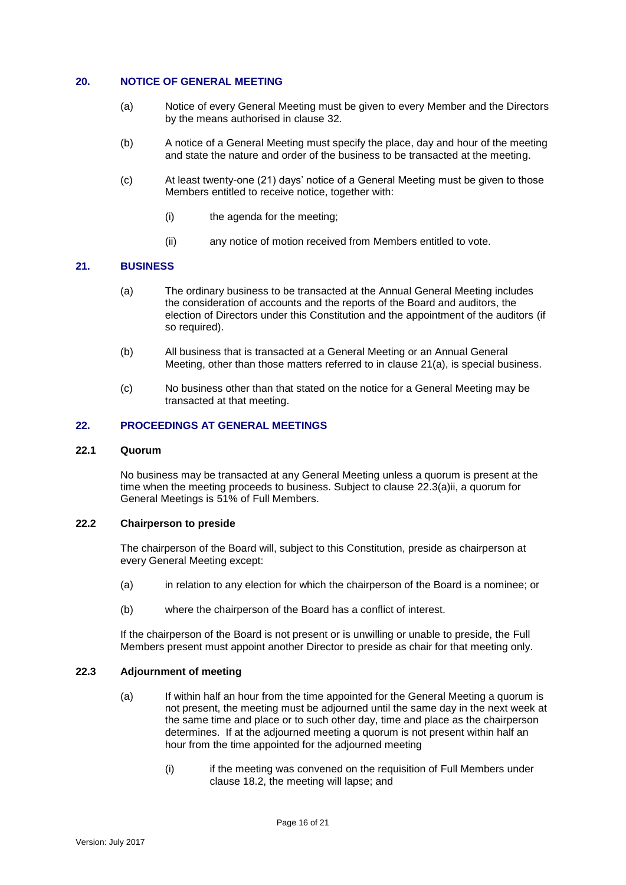## 20. NOTICE OF GENERAL MEETING

(a) Notice of every General Meeting must be given to every Member and the Directors by the means authorised in clause 32.

(b) A notice of a General Meeting must specify the place, day and hour of the meeting and state the nature and order of the business to be transacted at the meeting.

(c) At least twenty-one (21) days' notice of a General Meeting must be given to those Members entitled to receive notice, together with:

(i) the agenda for the meeting;

(ii) any notice of motion received from Members entitled to vote.

## 21. BUSINESS

(a) The ordinary business to be transacted at the Annual General Meeting includes the consideration of accounts and the reports of the Board and auditors, the election of Directors under this Constitution and the appointment of the auditors (if so required).

(b) All business that is transacted at a General Meeting or an Annual General Meeting, other than those matters referred to in clause 21(a), is special business.

(c) No business other than that stated on the notice for a General Meeting may be transacted at that meeting.

## 22. PROCEEDINGS AT GENERAL MEETINGS

### 22.1 Quorum

No business may be transacted at any General Meeting unless a quorum is present at the time when the meeting proceeds to business. Subject to clause 22.3(a)ii, a quorum for General Meetings is 51% of Full Members.

### 22.2 Chairperson to preside

The chairperson of the Board will, subject to this Constitution, preside as chairperson at every General Meeting except:

(a) in relation to any election for which the chairperson of the Board is a nominee; or

(b) where the chairperson of the Board has a conflict of interest.

If the chairperson of the Board is not present or is unwilling or unable to preside, the Full Members present must appoint another Director to preside as chair for that meeting only.

### 22.3 Adjournment of meeting

(a) If within half an hour from the time appointed for the General Meeting a quorum is not present, the meeting must be adjourned until the same day in the next week at the same time and place or to such other day, time and place as the chairperson determines. If at the adjourned meeting a quorum is not present within half an hour from the time appointed for the adjourned meeting

(i) if the meeting was convened on the requisition of Full Members under clause 18.2, the meeting will lapse; and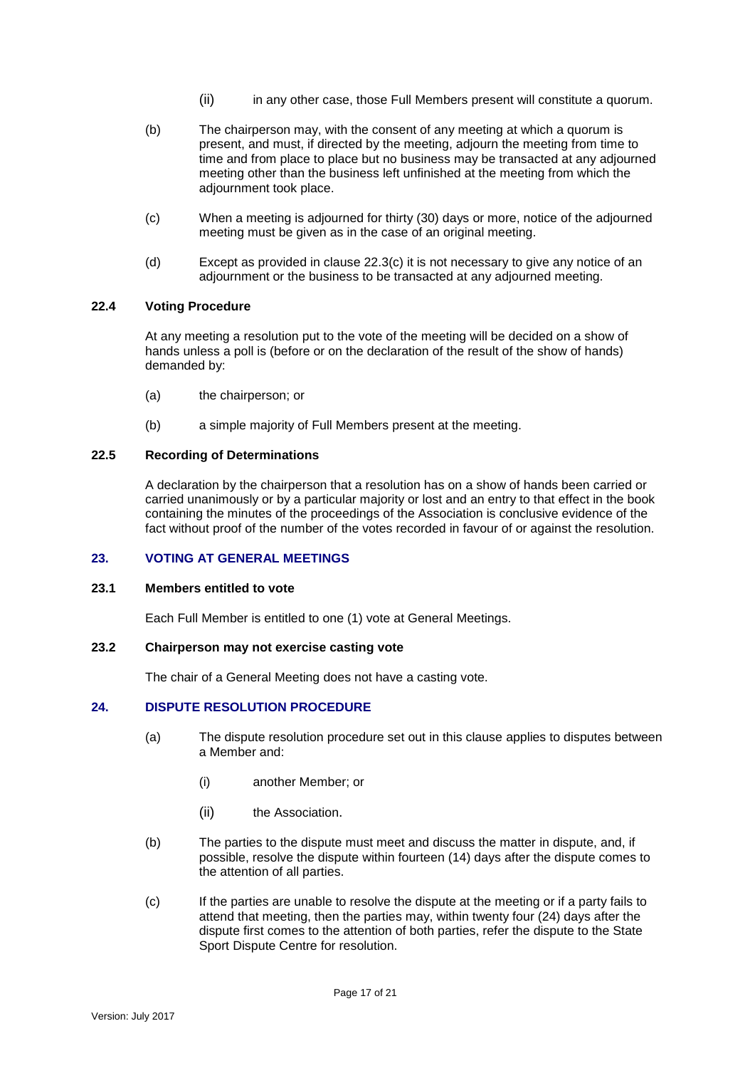(ii) in any other case, those Full Members present will constitute a quorum.

(b) The chairperson may, with the consent of any meeting at which a quorum is present, and must, if directed by the meeting, adjourn the meeting from time to time and from place to place but no business may be transacted at any adjourned meeting other than the business left unfinished at the meeting from which the adjournment took place.

(c) When a meeting is adjourned for thirty (30) days or more, notice of the adjourned meeting must be given as in the case of an original meeting.

(d) Except as provided in clause 22.3(c) it is not necessary to give any notice of an adjournment or the business to be transacted at any adjourned meeting.

### 22.4 Voting Procedure

At any meeting a resolution put to the vote of the meeting will be decided on a show of hands unless a poll is (before or on the declaration of the result of the show of hands) demanded by:

(a) the chairperson; or

(b) a simple majority of Full Members present at the meeting.

### 22.5 Recording of Determinations

A declaration by the chairperson that a resolution has on a show of hands been carried or carried unanimously or by a particular majority or lost and an entry to that effect in the book containing the minutes of the proceedings of the Association is conclusive evidence of the fact without proof of the number of the votes recorded in favour of or against the resolution.

## 23. VOTING AT GENERAL MEETINGS

### 23.1 Members entitled to vote

Each Full Member is entitled to one (1) vote at General Meetings.

### 23.2 Chairperson may not exercise casting vote

The chair of a General Meeting does not have a casting vote.

## 24. DISPUTE RESOLUTION PROCEDURE

(a) The dispute resolution procedure set out in this clause applies to disputes between a Member and:

(i) another Member; or

(ii) the Association.

(b) The parties to the dispute must meet and discuss the matter in dispute, and, if possible, resolve the dispute within fourteen (14) days after the dispute comes to the attention of all parties.

(c) If the parties are unable to resolve the dispute at the meeting or if a party fails to attend that meeting, then the parties may, within twenty four (24) days after the dispute first comes to the attention of both parties, refer the dispute to the State Sport Dispute Centre for resolution.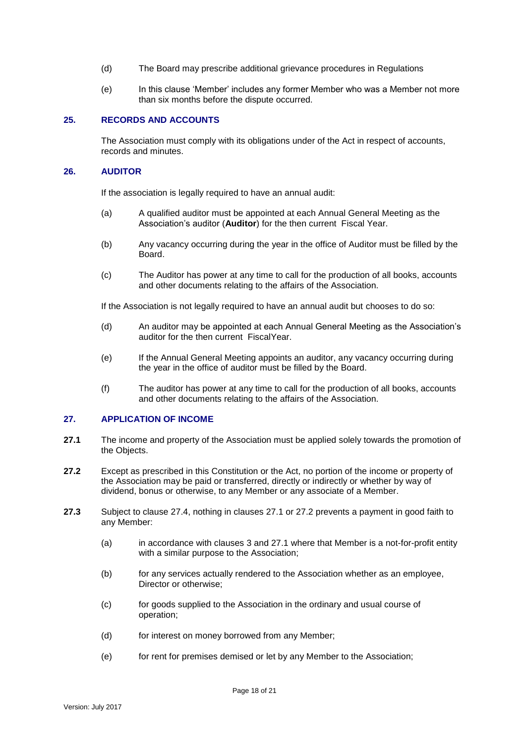(d) The Board may prescribe additional grievance procedures in Regulations

(e) In this clause 'Member' includes any former Member who was a Member not more than six months before the dispute occurred.

## 25. RECORDS AND ACCOUNTS

The Association must comply with its obligations under of the Act in respect of accounts, records and minutes.

## 26. AUDITOR

If the association is legally required to have an annual audit:

(a) A qualified auditor must be appointed at each Annual General Meeting as the Association's auditor (**Auditor**) for the then current Fiscal Year.

(b) Any vacancy occurring during the year in the office of Auditor must be filled by the Board.

(c) The Auditor has power at any time to call for the production of all books, accounts and other documents relating to the affairs of the Association.

If the Association is not legally required to have an annual audit but chooses to do so:

(d) An auditor may be appointed at each Annual General Meeting as the Association's auditor for the then current FiscalYear.

(e) If the Annual General Meeting appoints an auditor, any vacancy occurring during the year in the office of auditor must be filled by the Board.

(f) The auditor has power at any time to call for the production of all books, accounts and other documents relating to the affairs of the Association.

## 27. APPLICATION OF INCOME

**27.1** The income and property of the Association must be applied solely towards the promotion of the Objects.

**27.2** Except as prescribed in this Constitution or the Act, no portion of the income or property of the Association may be paid or transferred, directly or indirectly or whether by way of dividend, bonus or otherwise, to any Member or any associate of a Member.

**27.3** Subject to clause 27.4, nothing in clauses 27.1 or 27.2 prevents a payment in good faith to any Member:

(a) in accordance with clauses 3 and 27.1 where that Member is a not-for-profit entity with a similar purpose to the Association;

(b) for any services actually rendered to the Association whether as an employee, Director or otherwise;

(c) for goods supplied to the Association in the ordinary and usual course of operation;

(d) for interest on money borrowed from any Member;

(e) for rent for premises demised or let by any Member to the Association;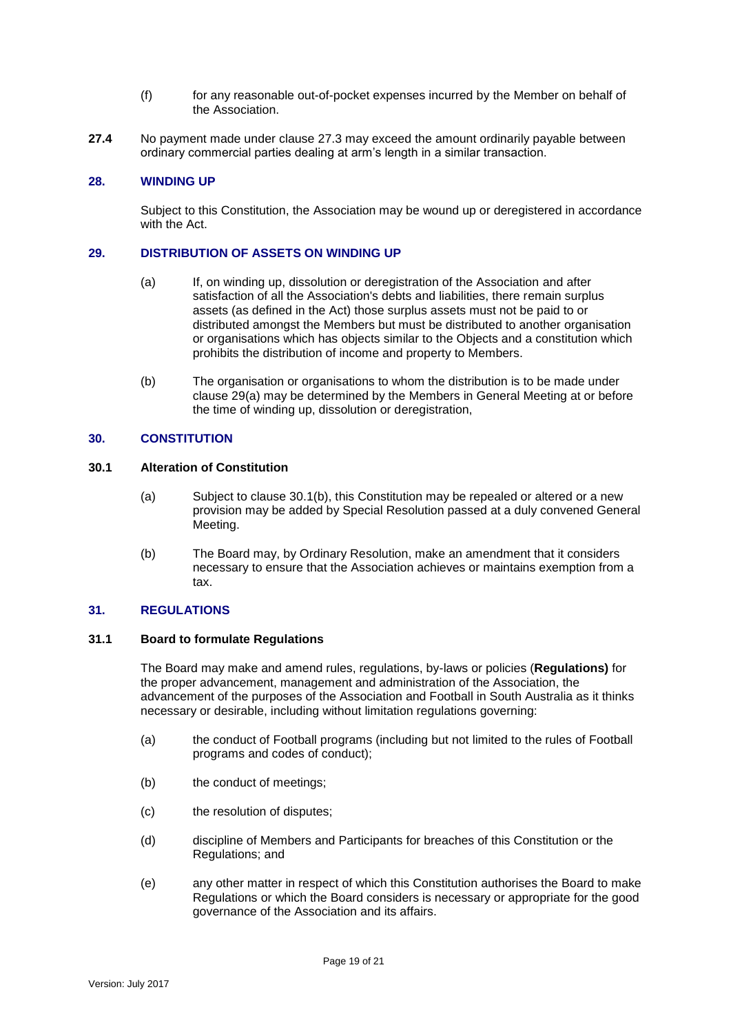(f) for any reasonable out-of-pocket expenses incurred by the Member on behalf of the Association.

**27.4** No payment made under clause 27.3 may exceed the amount ordinarily payable between ordinary commercial parties dealing at arm's length in a similar transaction.

## 28. WINDING UP

Subject to this Constitution, the Association may be wound up or deregistered in accordance with the Act.

## 29. DISTRIBUTION OF ASSETS ON WINDING UP

(a) If, on winding up, dissolution or deregistration of the Association and after satisfaction of all the Association's debts and liabilities, there remain surplus assets (as defined in the Act) those surplus assets must not be paid to or distributed amongst the Members but must be distributed to another organisation or organisations which has objects similar to the Objects and a constitution which prohibits the distribution of income and property to Members.

(b) The organisation or organisations to whom the distribution is to be made under clause 29(a) may be determined by the Members in General Meeting at or before the time of winding up, dissolution or deregistration,

## 30. CONSTITUTION

### 30.1 Alteration of Constitution

(a) Subject to clause 30.1(b), this Constitution may be repealed or altered or a new provision may be added by Special Resolution passed at a duly convened General Meeting.

(b) The Board may, by Ordinary Resolution, make an amendment that it considers necessary to ensure that the Association achieves or maintains exemption from a tax.

## 31. REGULATIONS

### 31.1 Board to formulate Regulations

The Board may make and amend rules, regulations, by-laws or policies (**Regulations)** for the proper advancement, management and administration of the Association, the advancement of the purposes of the Association and Football in South Australia as it thinks necessary or desirable, including without limitation regulations governing:

(a) the conduct of Football programs (including but not limited to the rules of Football programs and codes of conduct);

(b) the conduct of meetings;

(c) the resolution of disputes;

(d) discipline of Members and Participants for breaches of this Constitution or the Regulations; and

(e) any other matter in respect of which this Constitution authorises the Board to make Regulations or which the Board considers is necessary or appropriate for the good governance of the Association and its affairs.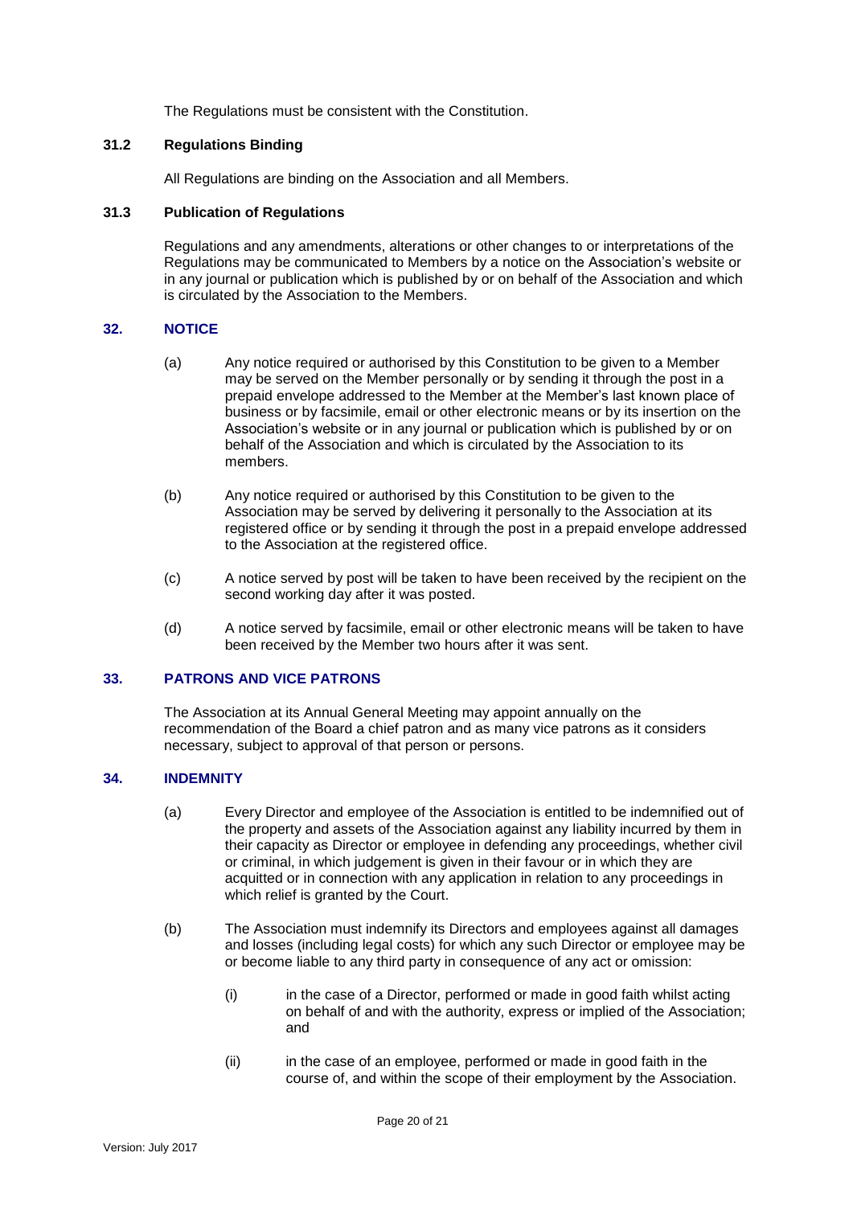The Regulations must be consistent with the Constitution.

### 31.2 Regulations Binding

All Regulations are binding on the Association and all Members.

### 31.3 Publication of Regulations

Regulations and any amendments, alterations or other changes to or interpretations of the Regulations may be communicated to Members by a notice on the Association's website or in any journal or publication which is published by or on behalf of the Association and which is circulated by the Association to the Members.

## 32. NOTICE

(a) Any notice required or authorised by this Constitution to be given to a Member may be served on the Member personally or by sending it through the post in a prepaid envelope addressed to the Member at the Member's last known place of business or by facsimile, email or other electronic means or by its insertion on the Association's website or in any journal or publication which is published by or on behalf of the Association and which is circulated by the Association to its members.

(b) Any notice required or authorised by this Constitution to be given to the Association may be served by delivering it personally to the Association at its registered office or by sending it through the post in a prepaid envelope addressed to the Association at the registered office.

(c) A notice served by post will be taken to have been received by the recipient on the second working day after it was posted.

(d) A notice served by facsimile, email or other electronic means will be taken to have been received by the Member two hours after it was sent.

## 33. PATRONS AND VICE PATRONS

The Association at its Annual General Meeting may appoint annually on the recommendation of the Board a chief patron and as many vice patrons as it considers necessary, subject to approval of that person or persons.

## 34. INDEMNITY

(a) Every Director and employee of the Association is entitled to be indemnified out of the property and assets of the Association against any liability incurred by them in their capacity as Director or employee in defending any proceedings, whether civil or criminal, in which judgement is given in their favour or in which they are acquitted or in connection with any application in relation to any proceedings in which relief is granted by the Court.

(b) The Association must indemnify its Directors and employees against all damages and losses (including legal costs) for which any such Director or employee may be or become liable to any third party in consequence of any act or omission:

(i) in the case of a Director, performed or made in good faith whilst acting on behalf of and with the authority, express or implied of the Association; and

(ii) in the case of an employee, performed or made in good faith in the course of, and within the scope of their employment by the Association.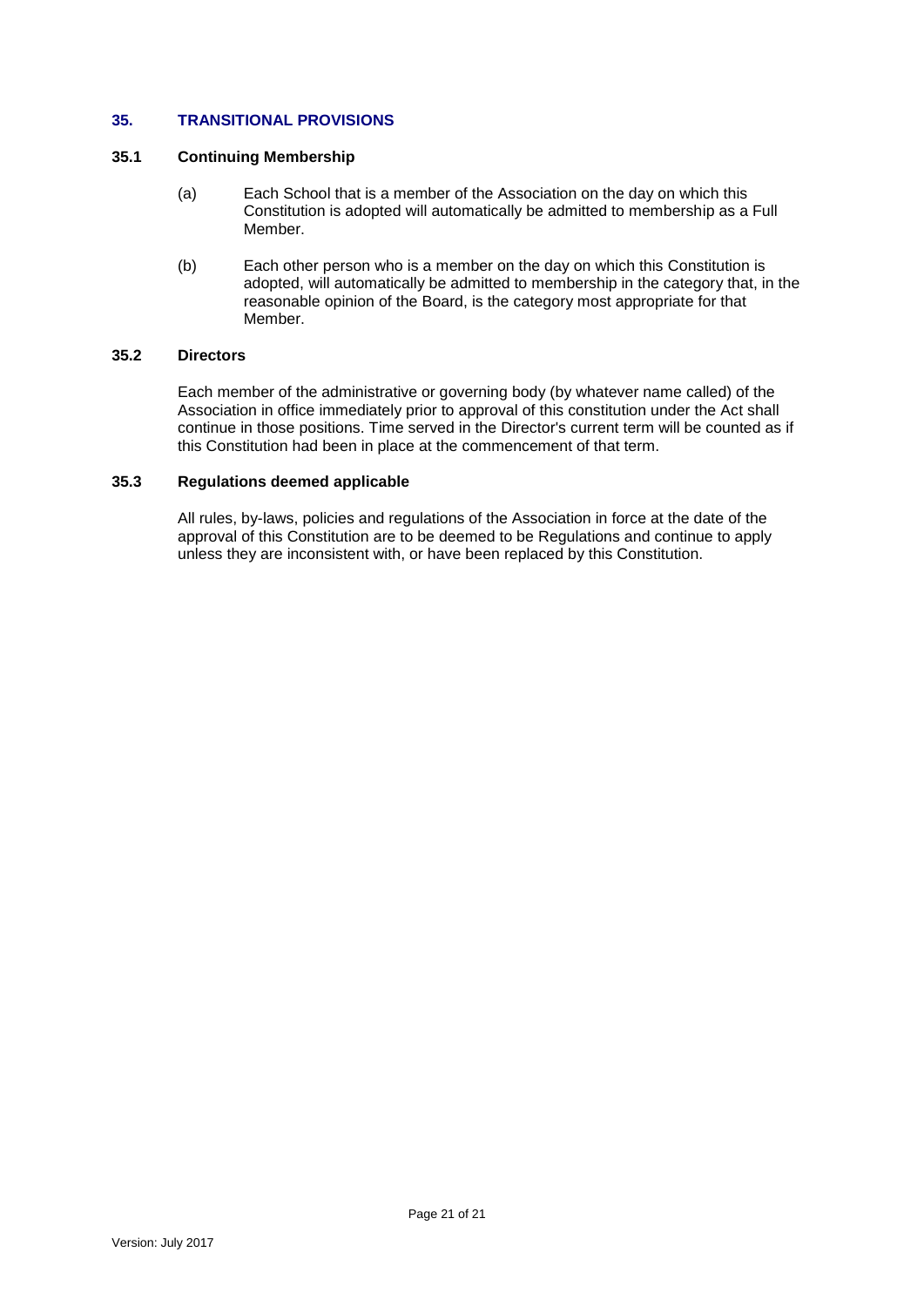## 35. TRANSITIONAL PROVISIONS

### 35.1 Continuing Membership

(a) Each School that is a member of the Association on the day on which this Constitution is adopted will automatically be admitted to membership as a Full Member.

(b) Each other person who is a member on the day on which this Constitution is adopted, will automatically be admitted to membership in the category that, in the reasonable opinion of the Board, is the category most appropriate for that Member.

### 35.2 Directors

Each member of the administrative or governing body (by whatever name called) of the Association in office immediately prior to approval of this constitution under the Act shall continue in those positions. Time served in the Director's current term will be counted as if this Constitution had been in place at the commencement of that term.

### 35.3 Regulations deemed applicable

All rules, by-laws, policies and regulations of the Association in force at the date of the approval of this Constitution are to be deemed to be Regulations and continue to apply unless they are inconsistent with, or have been replaced by this Constitution.